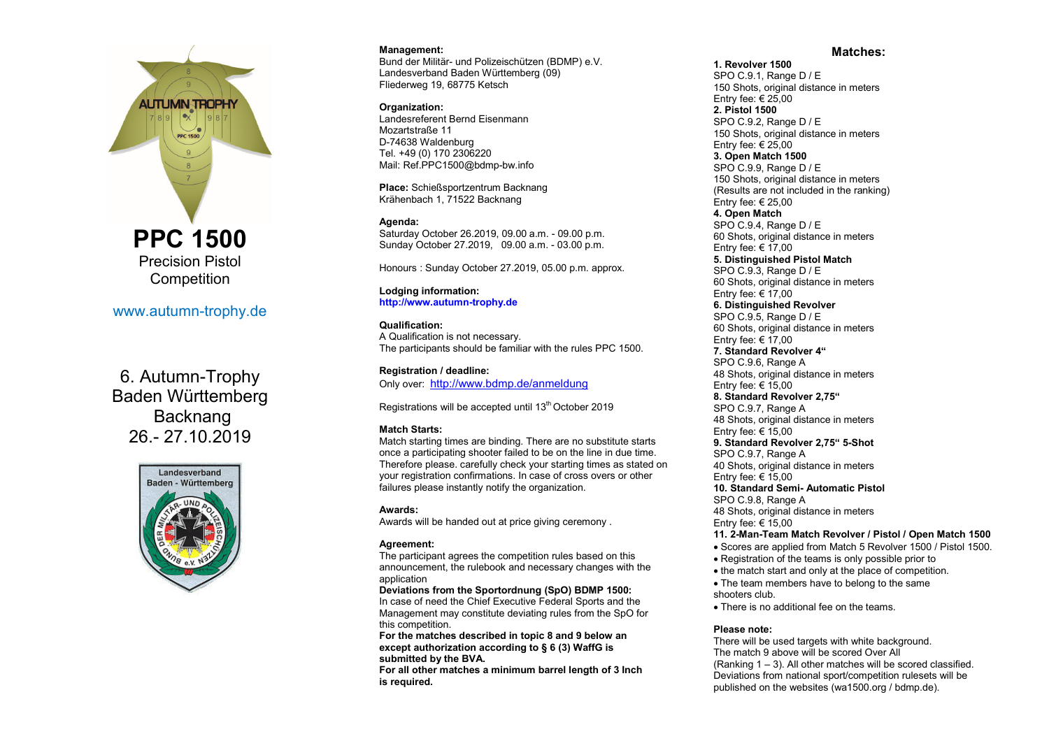AUTUMN TROPHY

PPC 1500

# PPC 1500

Precision Pistol Competition

www.autumn-trophy.de

## 6. Autumn-Trophy Baden Württemberg Backnang 26.- 27.10.2019

Landesverband Baden - Württemberg

BUND DER MILITÄR- UND POLIZEISCHÜTZEN e.V.

**Management:**
Bund der Militär- und Polizeischützen (BDMP) e.V.
Landesverband Baden Württemberg (09)
Fliederweg 19, 68775 Ketsch

**Organization:**
Landesreferent Bernd Eisenmann
Mozartstraße 11
D-74638 Waldenburg
Tel. +49 (0) 170 2306220
Mail: Ref.PPC1500@bdmp-bw.info

**Place:** Schießsportzentrum Backnang
Krähenbach 1, 71522 Backnang

**Agenda:**
Saturday October 26.2019, 09.00 a.m. - 09.00 p.m.
Sunday October 27.2019, 09.00 a.m. - 03.00 p.m.

Honours : Sunday October 27.2019, 05.00 p.m. approx.

**Lodging information:**
**http://www.autumn-trophy.de**

**Qualification:**
A Qualification is not necessary.
The participants should be familiar with the rules PPC 1500.

**Registration / deadline:**
Only over: http://www.bdmp.de/anmeldung

Registrations will be accepted until 13th October 2019

**Match Starts:**
Match starting times are binding. There are no substitute starts once a participating shooter failed to be on the line in due time. Therefore please. carefully check your starting times as stated on your registration confirmations. In case of cross overs or other failures please instantly notify the organization.

**Awards:**
Awards will be handed out at price giving ceremony .

**Agreement:**
The participant agrees the competition rules based on this announcement, the rulebook and necessary changes with the application

**Deviations from the Sportordnung (SpO) BDMP 1500:**
In case of need the Chief Executive Federal Sports and the Management may constitute deviating rules from the SpO for this competition.

**For the matches described in topic 8 and 9 below an except authorization according to § 6 (3) WaffG is submitted by the BVA.**

**For all other matches a minimum barrel length of 3 Inch is required.**

## Matches:

**1. Revolver 1500**
SPO C.9.1, Range D / E
150 Shots, original distance in meters
Entry fee: € 25,00

**2. Pistol 1500**
SPO C.9.2, Range D / E
150 Shots, original distance in meters
Entry fee: € 25,00

**3. Open Match 1500**
SPO C.9.9, Range D / E
150 Shots, original distance in meters
(Results are not included in the ranking)
Entry fee: € 25,00

**4. Open Match**
SPO C.9.4, Range D / E
60 Shots, original distance in meters
Entry fee: € 17,00

**5. Distinguished Pistol Match**
SPO C.9.3, Range D / E
60 Shots, original distance in meters
Entry fee: € 17,00

**6. Distinguished Revolver**
SPO C.9.5, Range D / E
60 Shots, original distance in meters
Entry fee: € 17,00

**7. Standard Revolver 4“**
SPO C.9.6, Range A
48 Shots, original distance in meters
Entry fee: € 15,00

**8. Standard Revolver 2,75“**
SPO C.9.7, Range A
48 Shots, original distance in meters
Entry fee: € 15,00

**9. Standard Revolver 2,75“ 5-Shot**
SPO C.9.7, Range A
40 Shots, original distance in meters
Entry fee: € 15,00

**10. Standard Semi- Automatic Pistol**
SPO C.9.8, Range A
48 Shots, original distance in meters
Entry fee: € 15,00

**11. 2-Man-Team Match Revolver / Pistol / Open Match 1500**

- Scores are applied from Match 5 Revolver 1500 / Pistol 1500.
- Registration of the teams is only possible prior to
- the match start and only at the place of competition.
- The team members have to belong to the same shooters club.
- There is no additional fee on the teams.

**Please note:**
There will be used targets with white background.
The match 9 above will be scored Over All
(Ranking 1 – 3). All other matches will be scored classified.
Deviations from national sport/competition rulesets will be published on the websites (wa1500.org / bdmp.de).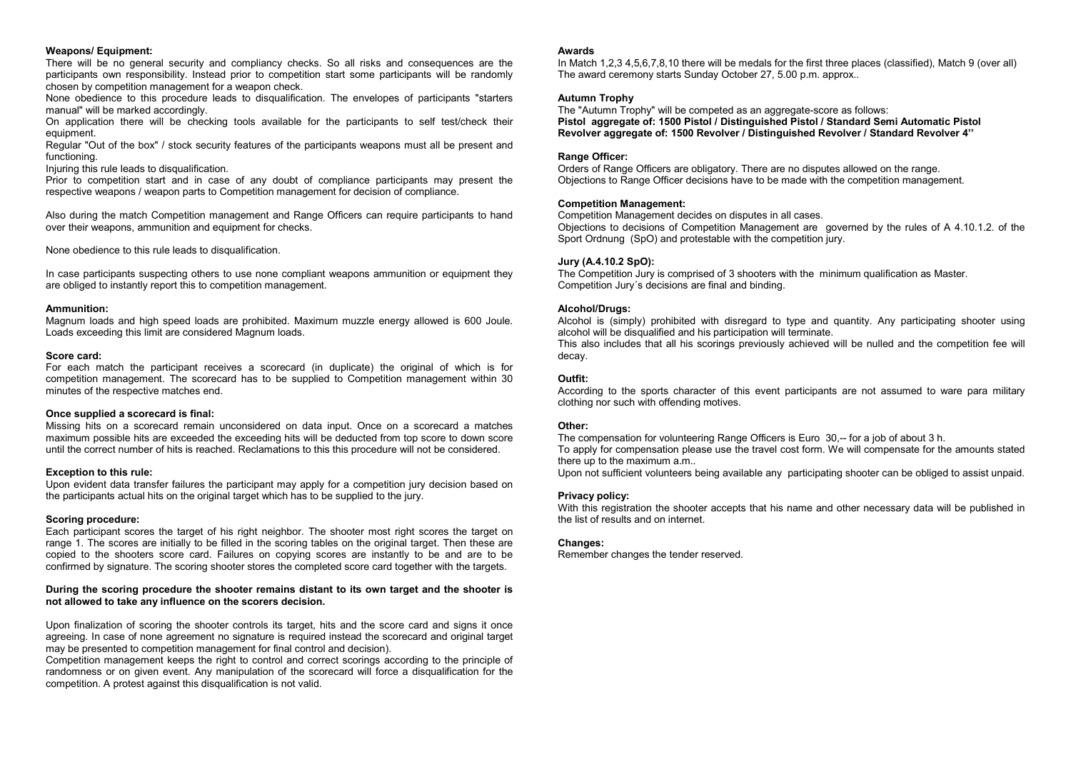**Weapons/ Equipment:**

There will be no general security and compliancy checks. So all risks and consequences are the participants own responsibility. Instead prior to competition start some participants will be randomly chosen by competition management for a weapon check.

None obedience to this procedure leads to disqualification. The envelopes of participants "starters manual" will be marked accordingly.

On application there will be checking tools available for the participants to self test/check their equipment.

Regular "Out of the box" / stock security features of the participants weapons must all be present and functioning.

Injuring this rule leads to disqualification.

Prior to competition start and in case of any doubt of compliance participants may present the respective weapons / weapon parts to Competition management for decision of compliance.

Also during the match Competition management and Range Officers can require participants to hand over their weapons, ammunition and equipment for checks.

None obedience to this rule leads to disqualification.

In case participants suspecting others to use none compliant weapons ammunition or equipment they are obliged to instantly report this to competition management.

**Ammunition:**

Magnum loads and high speed loads are prohibited. Maximum muzzle energy allowed is 600 Joule. Loads exceeding this limit are considered Magnum loads.

**Score card:**

For each match the participant receives a scorecard (in duplicate) the original of which is for competition management. The scorecard has to be supplied to Competition management within 30 minutes of the respective matches end.

**Once supplied a scorecard is final:**

Missing hits on a scorecard remain unconsidered on data input. Once on a scorecard a matches maximum possible hits are exceeded the exceeding hits will be deducted from top score to down score until the correct number of hits is reached. Reclamations to this this procedure will not be considered.

**Exception to this rule:**

Upon evident data transfer failures the participant may apply for a competition jury decision based on the participants actual hits on the original target which has to be supplied to the jury.

**Scoring procedure:**

Each participant scores the target of his right neighbor. The shooter most right scores the target on range 1. The scores are initially to be filled in the scoring tables on the original target. Then these are copied to the shooters score card. Failures on copying scores are instantly to be and are to be confirmed by signature. The scoring shooter stores the completed score card together with the targets.

**During the scoring procedure the shooter remains distant to its own target and the shooter is not allowed to take any influence on the scorers decision.**

Upon finalization of scoring the shooter controls its target, hits and the score card and signs it once agreeing. In case of none agreement no signature is required instead the scorecard and original target may be presented to competition management for final control and decision).

Competition management keeps the right to control and correct scorings according to the principle of randomness or on given event. Any manipulation of the scorecard will force a disqualification for the competition. A protest against this disqualification is not valid.

**Awards**

In Match 1,2,3 4,5,6,7,8,10 there will be medals for the first three places (classified), Match 9 (over all)
The award ceremony starts Sunday October 27, 5.00 p.m. approx..

**Autumn Trophy**

The "Autumn Trophy" will be competed as an aggregate-score as follows:
**Pistol aggregate of: 1500 Pistol / Distinguished Pistol / Standard Semi Automatic Pistol**
**Revolver aggregate of: 1500 Revolver / Distinguished Revolver / Standard Revolver 4''**

**Range Officer:**

Orders of Range Officers are obligatory. There are no disputes allowed on the range.
Objections to Range Officer decisions have to be made with the competition management.

**Competition Management:**

Competition Management decides on disputes in all cases.
Objections to decisions of Competition Management are governed by the rules of A 4.10.1.2. of the Sport Ordnung (SpO) and protestable with the competition jury.

**Jury (A.4.10.2 SpO):**

The Competition Jury is comprised of 3 shooters with the minimum qualification as Master.
Competition Jury´s decisions are final and binding.

**Alcohol/Drugs:**

Alcohol is (simply) prohibited with disregard to type and quantity. Any participating shooter using alcohol will be disqualified and his participation will terminate.
This also includes that all his scorings previously achieved will be nulled and the competition fee will decay.

**Outfit:**

According to the sports character of this event participants are not assumed to ware para military clothing nor such with offending motives.

**Other:**

The compensation for volunteering Range Officers is Euro 30,-- for a job of about 3 h.
To apply for compensation please use the travel cost form. We will compensate for the amounts stated there up to the maximum a.m..
Upon not sufficient volunteers being available any participating shooter can be obliged to assist unpaid.

**Privacy policy:**

With this registration the shooter accepts that his name and other necessary data will be published in the list of results and on internet.

**Changes:**

Remember changes the tender reserved.